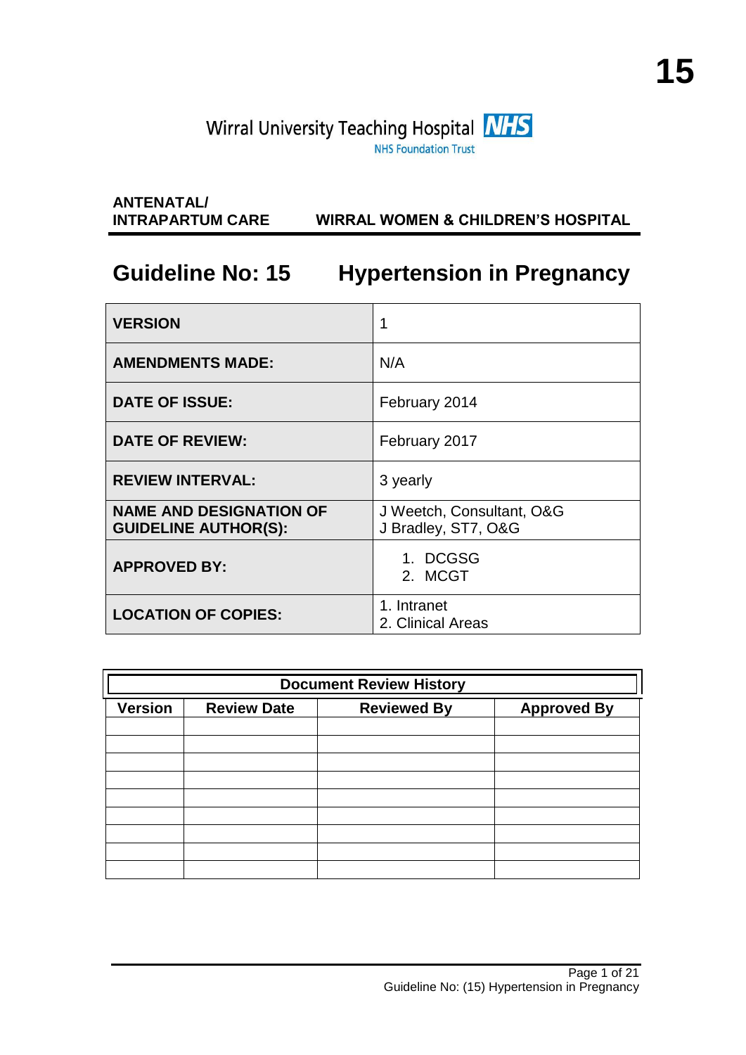15

Wirral University Teaching Hospital NHS
NHS Foundation Trust

**ANTENATAL/ INTRAPARTUM CARE** **WIRRAL WOMEN & CHILDREN'S HOSPITAL**

# Guideline No: 15 Hypertension in Pregnancy

| | |
|---|---|
| **VERSION** | 1 |
| **AMENDMENTS MADE:** | N/A |
| **DATE OF ISSUE:** | February 2014 |
| **DATE OF REVIEW:** | February 2017 |
| **REVIEW INTERVAL:** | 3 yearly |
| **NAME AND DESIGNATION OF GUIDELINE AUTHOR(S):** | J Weetch, Consultant, O&G<br>J Bradley, ST7, O&G |
| **APPROVED BY:** | 1. DCGSG<br>2. MCGT |
| **LOCATION OF COPIES:** | 1. Intranet<br>2. Clinical Areas |

| **Document Review History** | | | |
|---|---|---|---|
| **Version** | **Review Date** | **Reviewed By** | **Approved By** |
| | | | |
| | | | |
| | | | |
| | | | |
| | | | |
| | | | |
| | | | |
| | | | |
| | | | |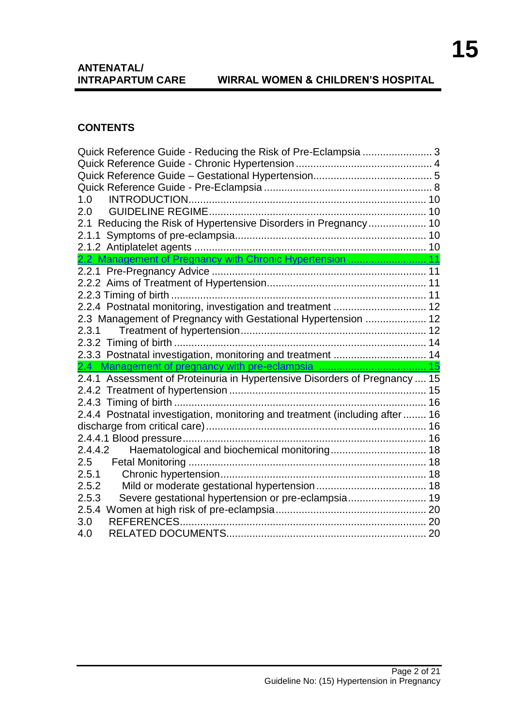## CONTENTS

Quick Reference Guide - Reducing the Risk of Pre-Eclampsia ........................ 3
Quick Reference Guide - Chronic Hypertension .............................................. 4
Quick Reference Guide – Gestational Hypertension......................................... 5
Quick Reference Guide - Pre-Eclampsia .......................................................... 8
1.0 INTRODUCTION.................................................................................. 10
2.0 GUIDELINE REGIME........................................................................... 10
2.1 Reducing the Risk of Hypertensive Disorders in Pregnancy.................... 10
2.1.1 Symptoms of pre-eclampsia................................................................. 10
2.1.2 Antiplatelet agents ................................................................................ 10
2.2 Management of Pregnancy with Chronic Hypertension ........................... 11
2.2.1 Pre-Pregnancy Advice .......................................................................... 11
2.2.2 Aims of Treatment of Hypertension....................................................... 11
2.2.3 Timing of birth ........................................................................................ 11
2.2.4 Postnatal monitoring, investigation and treatment ................................ 12
2.3 Management of Pregnancy with Gestational Hypertension ..................... 12
2.3.1 Treatment of hypertension................................................................ 12
2.3.2 Timing of birth ....................................................................................... 14
2.3.3 Postnatal investigation, monitoring and treatment ................................ 14
2.4 Management of pregnancy with pre-eclampsia ..................................... 15
2.4.1 Assessment of Proteinuria in Hypertensive Disorders of Pregnancy .... 15
2.4.2 Treatment of hypertension .................................................................... 15
2.4.3 Timing of birth ....................................................................................... 16
2.4.4 Postnatal investigation, monitoring and treatment (including after ........ 16
discharge from critical care)............................................................................ 16
2.4.4.1 Blood pressure.................................................................................... 16
2.4.4.2 Haematological and biochemical monitoring................................. 18
2.5 Fetal Monitoring ................................................................................. 18
2.5.1 Chronic hypertension...................................................................... 18
2.5.2 Mild or moderate gestational hypertension...................................... 18
2.5.3 Severe gestational hypertension or pre-eclampsia........................... 19
2.5.4 Women at high risk of pre-eclampsia.................................................... 20
3.0 REFERENCES..................................................................................... 20
4.0 RELATED DOCUMENTS..................................................................... 20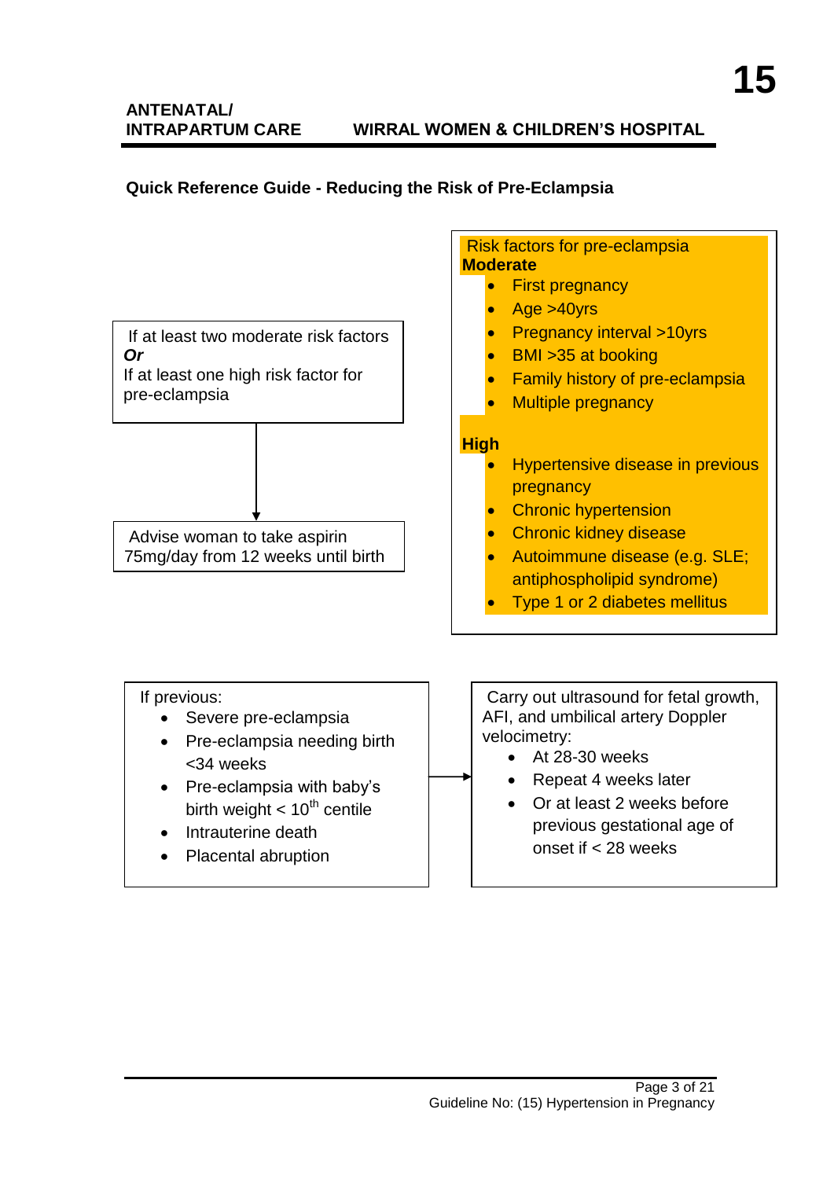**Quick Reference Guide - Reducing the Risk of Pre-Eclampsia**

If at least two moderate risk factors
***Or***
If at least one high risk factor for pre-eclampsia

↓

Advise woman to take aspirin 75mg/day from 12 weeks until birth

Risk factors for pre-eclampsia

**Moderate**

- First pregnancy
- Age >40yrs
- Pregnancy interval >10yrs
- BMI >35 at booking
- Family history of pre-eclampsia
- Multiple pregnancy

**High**

- Hypertensive disease in previous pregnancy
- Chronic hypertension
- Chronic kidney disease
- Autoimmune disease (e.g. SLE; antiphospholipid syndrome)
- Type 1 or 2 diabetes mellitus

If previous:

- Severe pre-eclampsia
- Pre-eclampsia needing birth <34 weeks
- Pre-eclampsia with baby's birth weight < 10th centile
- Intrauterine death
- Placental abruption

→

Carry out ultrasound for fetal growth, AFI, and umbilical artery Doppler velocimetry:

- At 28-30 weeks
- Repeat 4 weeks later
- Or at least 2 weeks before previous gestational age of onset if < 28 weeks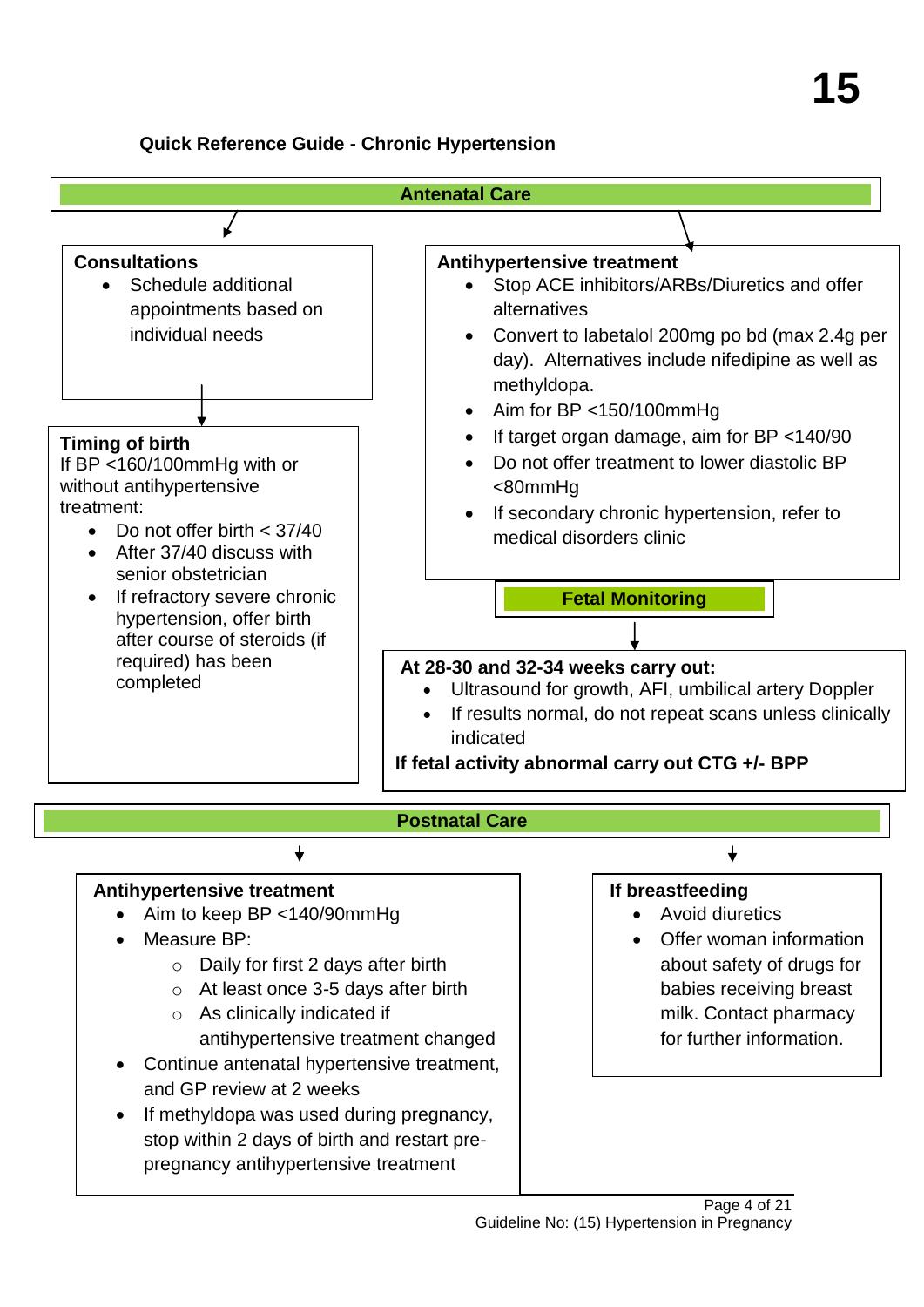# Quick Reference Guide - Chronic Hypertension

## Antenatal Care

### Consultations

- Schedule additional appointments based on individual needs

### Timing of birth

If BP <160/100mmHg with or without antihypertensive treatment:

- Do not offer birth < 37/40
- After 37/40 discuss with senior obstetrician
- If refractory severe chronic hypertension, offer birth after course of steroids (if required) has been completed

### Antihypertensive treatment

- Stop ACE inhibitors/ARBs/Diuretics and offer alternatives
- Convert to labetalol 200mg po bd (max 2.4g per day). Alternatives include nifedipine as well as methyldopa.
- Aim for BP <150/100mmHg
- If target organ damage, aim for BP <140/90
- Do not offer treatment to lower diastolic BP <80mmHg
- If secondary chronic hypertension, refer to medical disorders clinic

### Fetal Monitoring

**At 28-30 and 32-34 weeks carry out:**

- Ultrasound for growth, AFI, umbilical artery Doppler
- If results normal, do not repeat scans unless clinically indicated

**If fetal activity abnormal carry out CTG +/- BPP**

## Postnatal Care

### Antihypertensive treatment

- Aim to keep BP <140/90mmHg
- Measure BP:
  - Daily for first 2 days after birth
  - At least once 3-5 days after birth
  - As clinically indicated if antihypertensive treatment changed
- Continue antenatal hypertensive treatment, and GP review at 2 weeks
- If methyldopa was used during pregnancy, stop within 2 days of birth and restart pre-pregnancy antihypertensive treatment

### If breastfeeding

- Avoid diuretics
- Offer woman information about safety of drugs for babies receiving breast milk. Contact pharmacy for further information.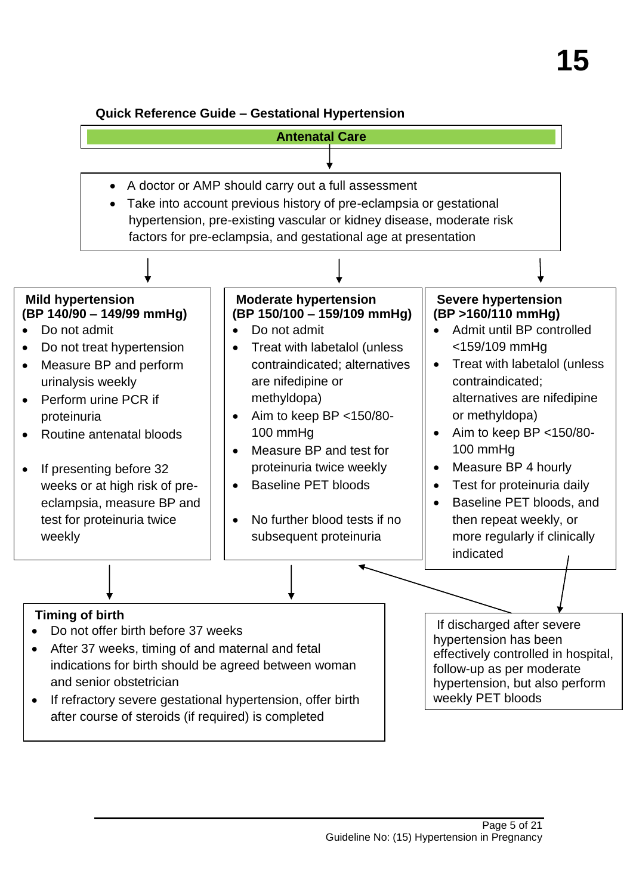## Quick Reference Guide – Gestational Hypertension

### Antenatal Care

- A doctor or AMP should carry out a full assessment
- Take into account previous history of pre-eclampsia or gestational hypertension, pre-existing vascular or kidney disease, moderate risk factors for pre-eclampsia, and gestational age at presentation

#### Mild hypertension (BP 140/90 – 149/99 mmHg)

- Do not admit
- Do not treat hypertension
- Measure BP and perform urinalysis weekly
- Perform urine PCR if proteinuria
- Routine antenatal bloods
- If presenting before 32 weeks or at high risk of pre-eclampsia, measure BP and test for proteinuria twice weekly

#### Moderate hypertension (BP 150/100 – 159/109 mmHg)

- Do not admit
- Treat with labetalol (unless contraindicated; alternatives are nifedipine or methyldopa)
- Aim to keep BP <150/80-100 mmHg
- Measure BP and test for proteinuria twice weekly
- Baseline PET bloods
- No further blood tests if no subsequent proteinuria

#### Severe hypertension (BP >160/110 mmHg)

- Admit until BP controlled <159/109 mmHg
- Treat with labetalol (unless contraindicated; alternatives are nifedipine or methyldopa)
- Aim to keep BP <150/80-100 mmHg
- Measure BP 4 hourly
- Test for proteinuria daily
- Baseline PET bloods, and then repeat weekly, or more regularly if clinically indicated

If discharged after severe hypertension has been effectively controlled in hospital, follow-up as per moderate hypertension, but also perform weekly PET bloods

#### Timing of birth

- Do not offer birth before 37 weeks
- After 37 weeks, timing of and maternal and fetal indications for birth should be agreed between woman and senior obstetrician
- If refractory severe gestational hypertension, offer birth after course of steroids (if required) is completed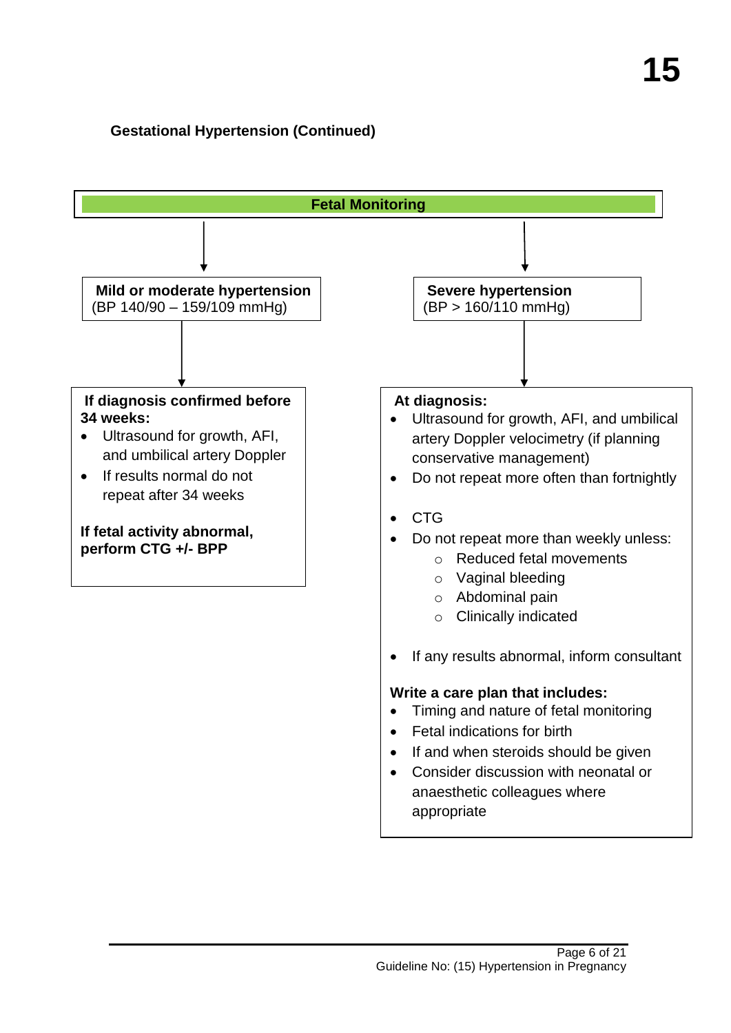**Gestational Hypertension (Continued)**

## Fetal Monitoring

### Mild or moderate hypertension
(BP 140/90 – 159/109 mmHg)

**If diagnosis confirmed before 34 weeks:**

- Ultrasound for growth, AFI, and umbilical artery Doppler
- If results normal do not repeat after 34 weeks

**If fetal activity abnormal, perform CTG +/- BPP**

### Severe hypertension
(BP > 160/110 mmHg)

**At diagnosis:**

- Ultrasound for growth, AFI, and umbilical artery Doppler velocimetry (if planning conservative management)
- Do not repeat more often than fortnightly

- CTG
- Do not repeat more than weekly unless:
    - Reduced fetal movements
    - Vaginal bleeding
    - Abdominal pain
    - Clinically indicated

- If any results abnormal, inform consultant

**Write a care plan that includes:**

- Timing and nature of fetal monitoring
- Fetal indications for birth
- If and when steroids should be given
- Consider discussion with neonatal or anaesthetic colleagues where appropriate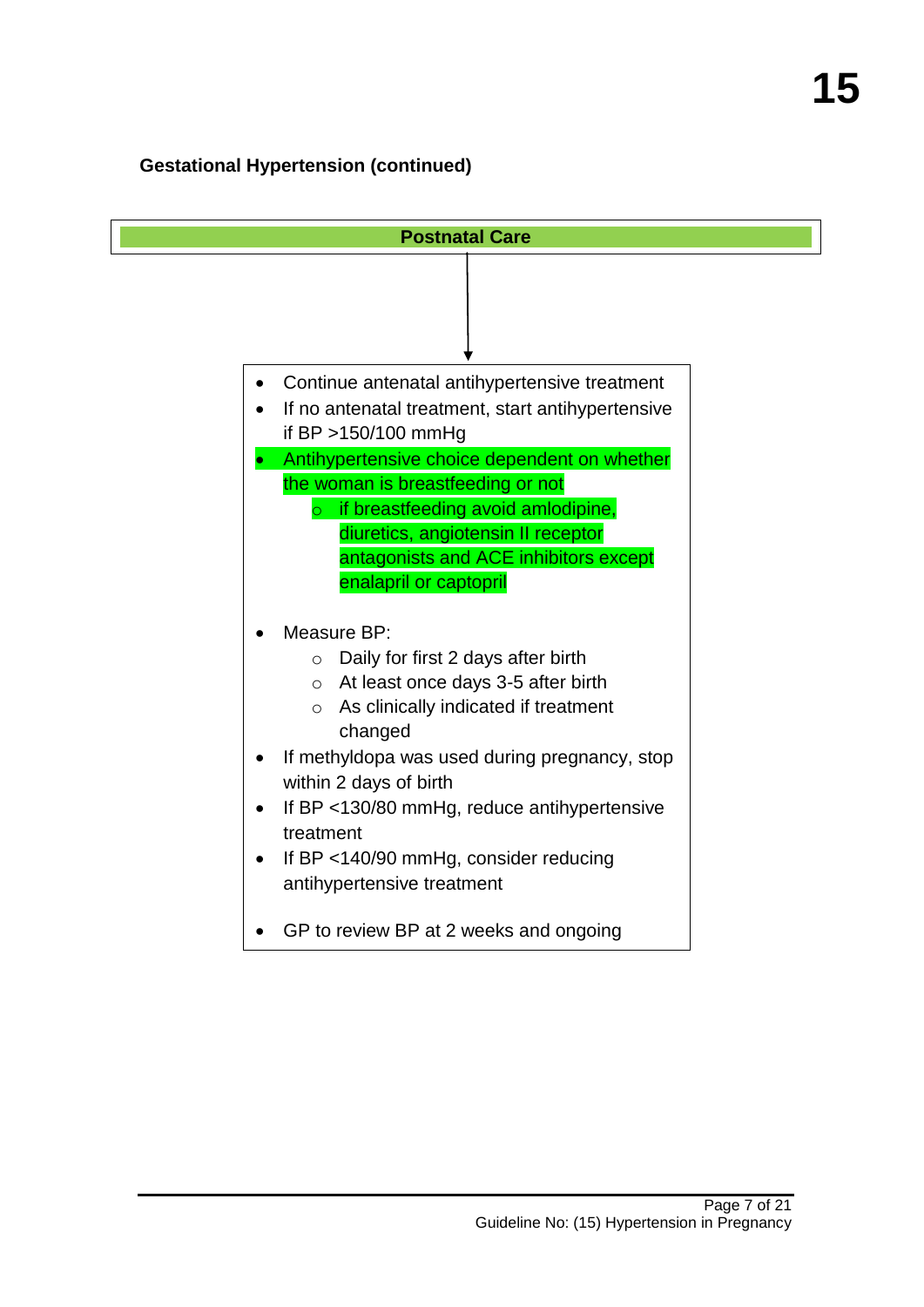### Gestational Hypertension (continued)

**Postnatal Care**

- Continue antenatal antihypertensive treatment
- If no antenatal treatment, start antihypertensive if BP >150/100 mmHg
- Antihypertensive choice dependent on whether the woman is breastfeeding or not
  - if breastfeeding avoid amlodipine, diuretics, angiotensin II receptor antagonists and ACE inhibitors except enalapril or captopril
- Measure BP:
  - Daily for first 2 days after birth
  - At least once days 3-5 after birth
  - As clinically indicated if treatment changed
- If methyldopa was used during pregnancy, stop within 2 days of birth
- If BP <130/80 mmHg, reduce antihypertensive treatment
- If BP <140/90 mmHg, consider reducing antihypertensive treatment
- GP to review BP at 2 weeks and ongoing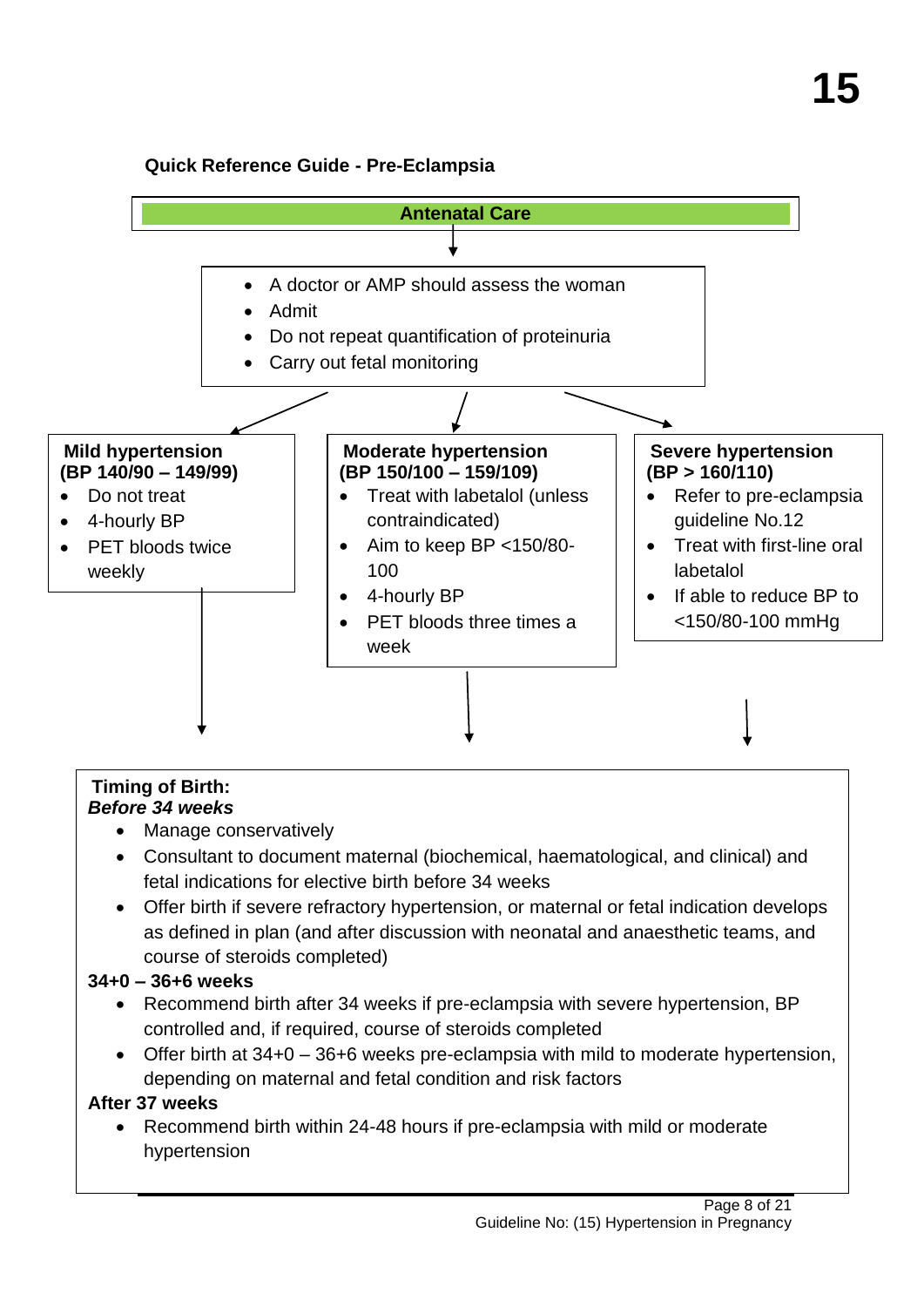**Quick Reference Guide - Pre-Eclampsia**

## Antenatal Care

- A doctor or AMP should assess the woman
- Admit
- Do not repeat quantification of proteinuria
- Carry out fetal monitoring

**Mild hypertension (BP 140/90 – 149/99)**

- Do not treat
- 4-hourly BP
- PET bloods twice weekly

**Moderate hypertension (BP 150/100 – 159/109)**

- Treat with labetalol (unless contraindicated)
- Aim to keep BP <150/80-100
- 4-hourly BP
- PET bloods three times a week

**Severe hypertension (BP > 160/110)**

- Refer to pre-eclampsia guideline No.12
- Treat with first-line oral labetalol
- If able to reduce BP to <150/80-100 mmHg

**Timing of Birth:**

***Before 34 weeks***

- Manage conservatively
- Consultant to document maternal (biochemical, haematological, and clinical) and fetal indications for elective birth before 34 weeks
- Offer birth if severe refractory hypertension, or maternal or fetal indication develops as defined in plan (and after discussion with neonatal and anaesthetic teams, and course of steroids completed)

**34+0 – 36+6 weeks**

- Recommend birth after 34 weeks if pre-eclampsia with severe hypertension, BP controlled and, if required, course of steroids completed
- Offer birth at 34+0 – 36+6 weeks pre-eclampsia with mild to moderate hypertension, depending on maternal and fetal condition and risk factors

**After 37 weeks**

- Recommend birth within 24-48 hours if pre-eclampsia with mild or moderate hypertension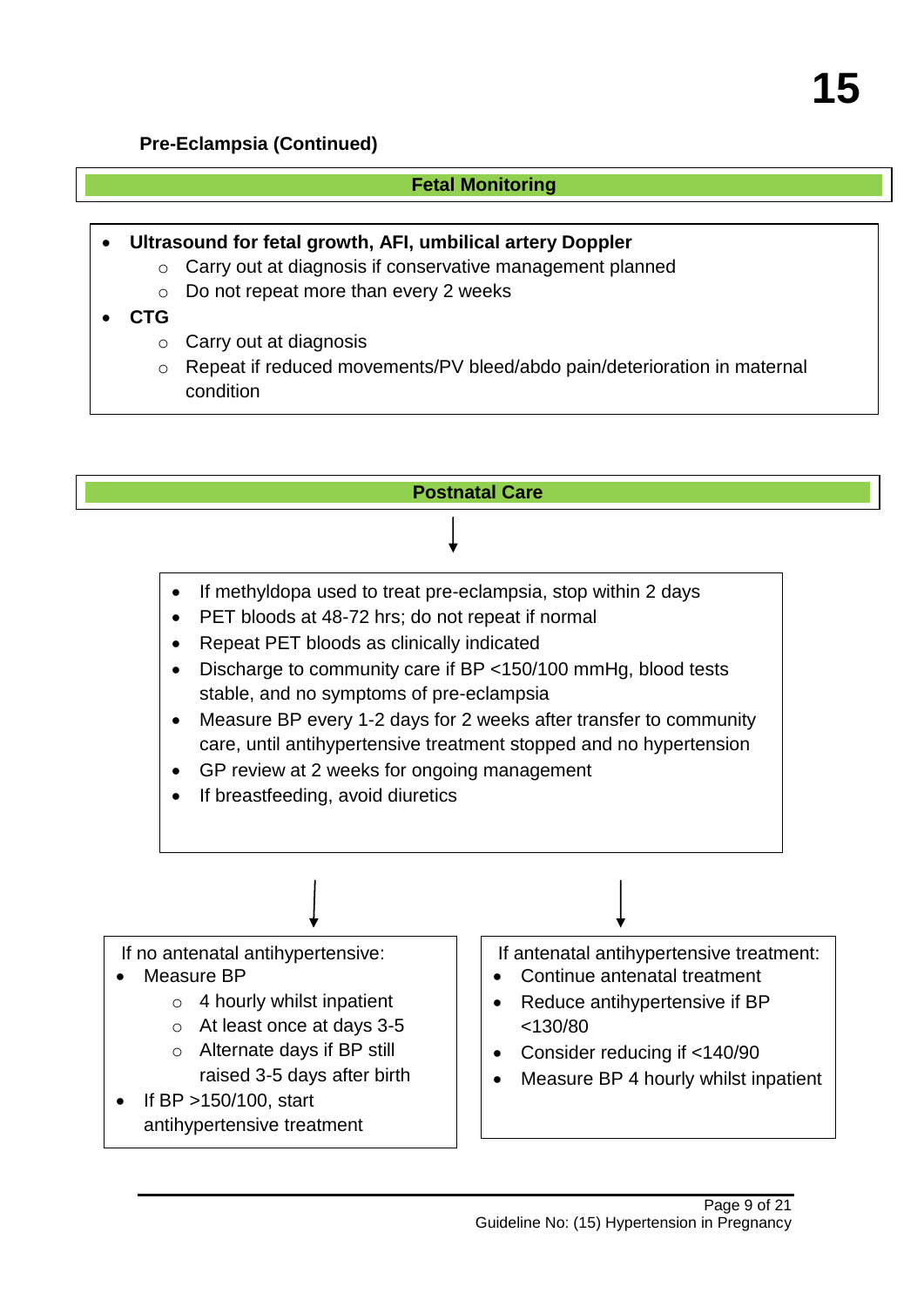## Pre-Eclampsia (Continued)

### Fetal Monitoring

- **Ultrasound for fetal growth, AFI, umbilical artery Doppler**
  - Carry out at diagnosis if conservative management planned
  - Do not repeat more than every 2 weeks
- **CTG**
  - Carry out at diagnosis
  - Repeat if reduced movements/PV bleed/abdo pain/deterioration in maternal condition

### Postnatal Care

- If methyldopa used to treat pre-eclampsia, stop within 2 days
- PET bloods at 48-72 hrs; do not repeat if normal
- Repeat PET bloods as clinically indicated
- Discharge to community care if BP <150/100 mmHg, blood tests stable, and no symptoms of pre-eclampsia
- Measure BP every 1-2 days for 2 weeks after transfer to community care, until antihypertensive treatment stopped and no hypertension
- GP review at 2 weeks for ongoing management
- If breastfeeding, avoid diuretics

If no antenatal antihypertensive:

- Measure BP
  - 4 hourly whilst inpatient
  - At least once at days 3-5
  - Alternate days if BP still raised 3-5 days after birth
- If BP >150/100, start antihypertensive treatment

If antenatal antihypertensive treatment:

- Continue antenatal treatment
- Reduce antihypertensive if BP <130/80
- Consider reducing if <140/90
- Measure BP 4 hourly whilst inpatient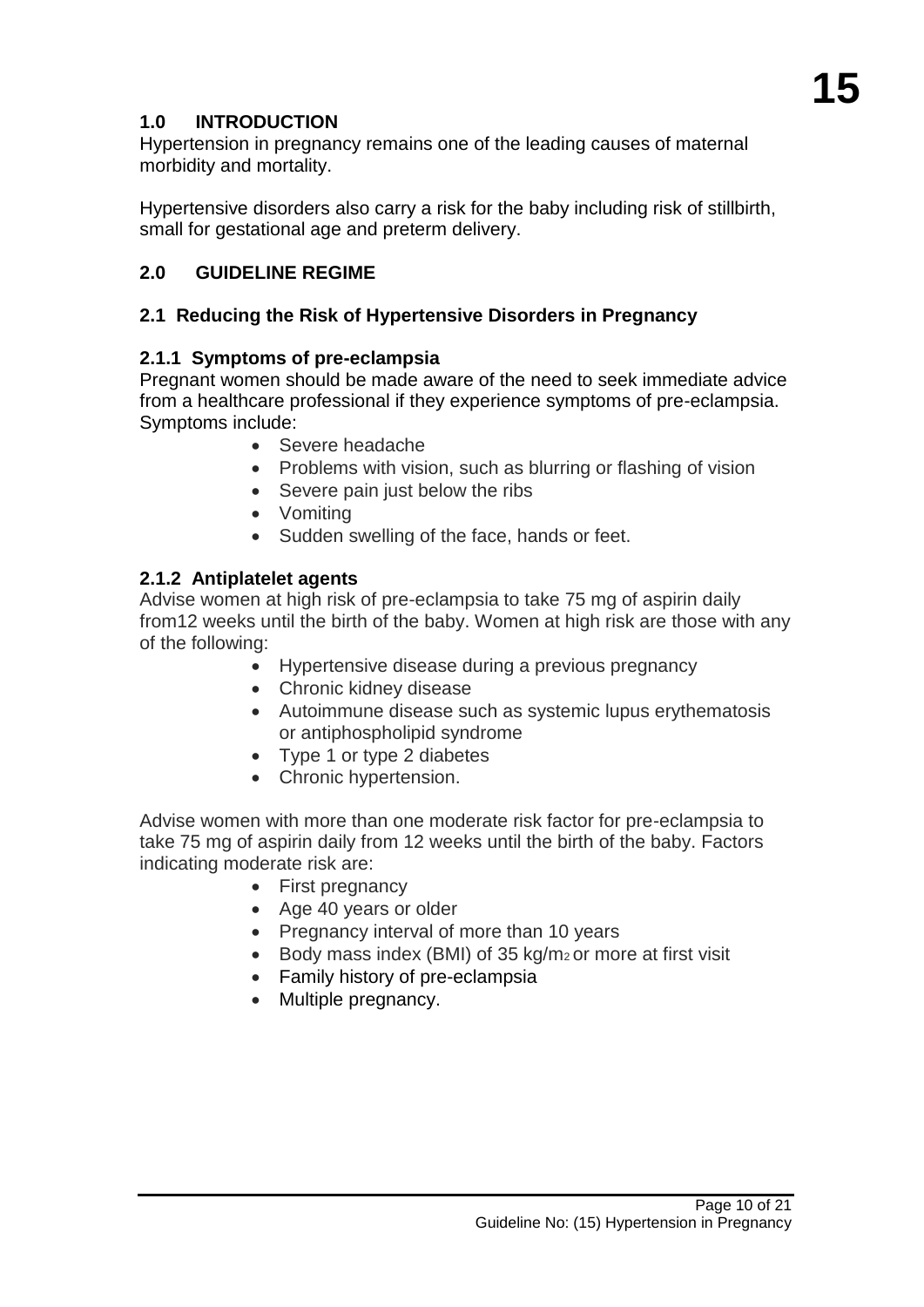## 1.0 INTRODUCTION

Hypertension in pregnancy remains one of the leading causes of maternal morbidity and mortality.

Hypertensive disorders also carry a risk for the baby including risk of stillbirth, small for gestational age and preterm delivery.

## 2.0 GUIDELINE REGIME

### 2.1 Reducing the Risk of Hypertensive Disorders in Pregnancy

#### 2.1.1 Symptoms of pre-eclampsia

Pregnant women should be made aware of the need to seek immediate advice from a healthcare professional if they experience symptoms of pre-eclampsia. Symptoms include:

- Severe headache
- Problems with vision, such as blurring or flashing of vision
- Severe pain just below the ribs
- Vomiting
- Sudden swelling of the face, hands or feet.

#### 2.1.2 Antiplatelet agents

Advise women at high risk of pre-eclampsia to take 75 mg of aspirin daily from12 weeks until the birth of the baby. Women at high risk are those with any of the following:

- Hypertensive disease during a previous pregnancy
- Chronic kidney disease
- Autoimmune disease such as systemic lupus erythematosis or antiphospholipid syndrome
- Type 1 or type 2 diabetes
- Chronic hypertension.

Advise women with more than one moderate risk factor for pre-eclampsia to take 75 mg of aspirin daily from 12 weeks until the birth of the baby. Factors indicating moderate risk are:

- First pregnancy
- Age 40 years or older
- Pregnancy interval of more than 10 years
- Body mass index (BMI) of 35 $kg/m_2$ or more at first visit
- Family history of pre-eclampsia
- Multiple pregnancy.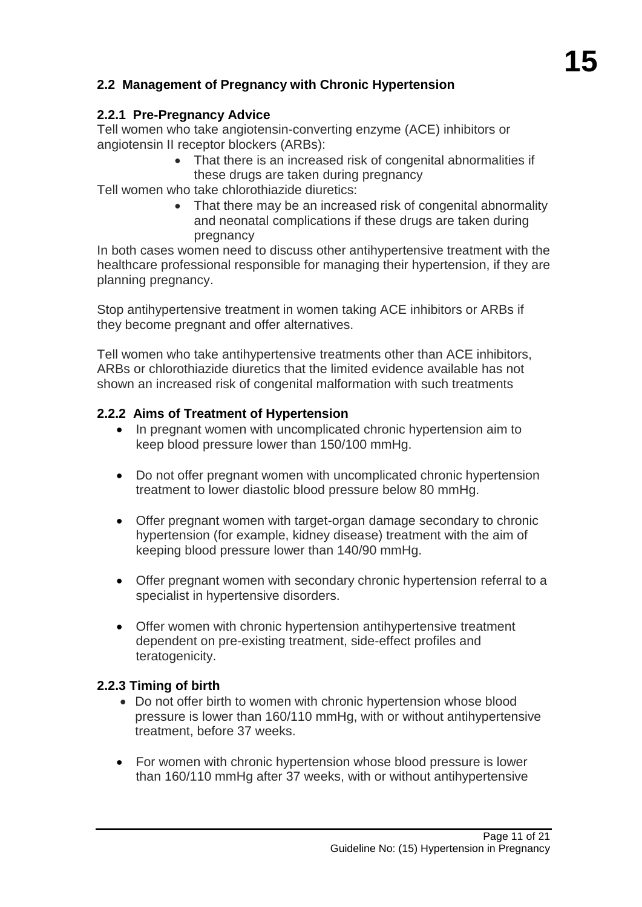## 2.2 Management of Pregnancy with Chronic Hypertension

### 2.2.1 Pre-Pregnancy Advice

Tell women who take angiotensin-converting enzyme (ACE) inhibitors or angiotensin II receptor blockers (ARBs):

- That there is an increased risk of congenital abnormalities if these drugs are taken during pregnancy

Tell women who take chlorothiazide diuretics:

- That there may be an increased risk of congenital abnormality and neonatal complications if these drugs are taken during pregnancy

In both cases women need to discuss other antihypertensive treatment with the healthcare professional responsible for managing their hypertension, if they are planning pregnancy.

Stop antihypertensive treatment in women taking ACE inhibitors or ARBs if they become pregnant and offer alternatives.

Tell women who take antihypertensive treatments other than ACE inhibitors, ARBs or chlorothiazide diuretics that the limited evidence available has not shown an increased risk of congenital malformation with such treatments

### 2.2.2 Aims of Treatment of Hypertension

- In pregnant women with uncomplicated chronic hypertension aim to keep blood pressure lower than 150/100 mmHg.
- Do not offer pregnant women with uncomplicated chronic hypertension treatment to lower diastolic blood pressure below 80 mmHg.
- Offer pregnant women with target-organ damage secondary to chronic hypertension (for example, kidney disease) treatment with the aim of keeping blood pressure lower than 140/90 mmHg.
- Offer pregnant women with secondary chronic hypertension referral to a specialist in hypertensive disorders.
- Offer women with chronic hypertension antihypertensive treatment dependent on pre-existing treatment, side-effect profiles and teratogenicity.

### 2.2.3 Timing of birth

- Do not offer birth to women with chronic hypertension whose blood pressure is lower than 160/110 mmHg, with or without antihypertensive treatment, before 37 weeks.
- For women with chronic hypertension whose blood pressure is lower than 160/110 mmHg after 37 weeks, with or without antihypertensive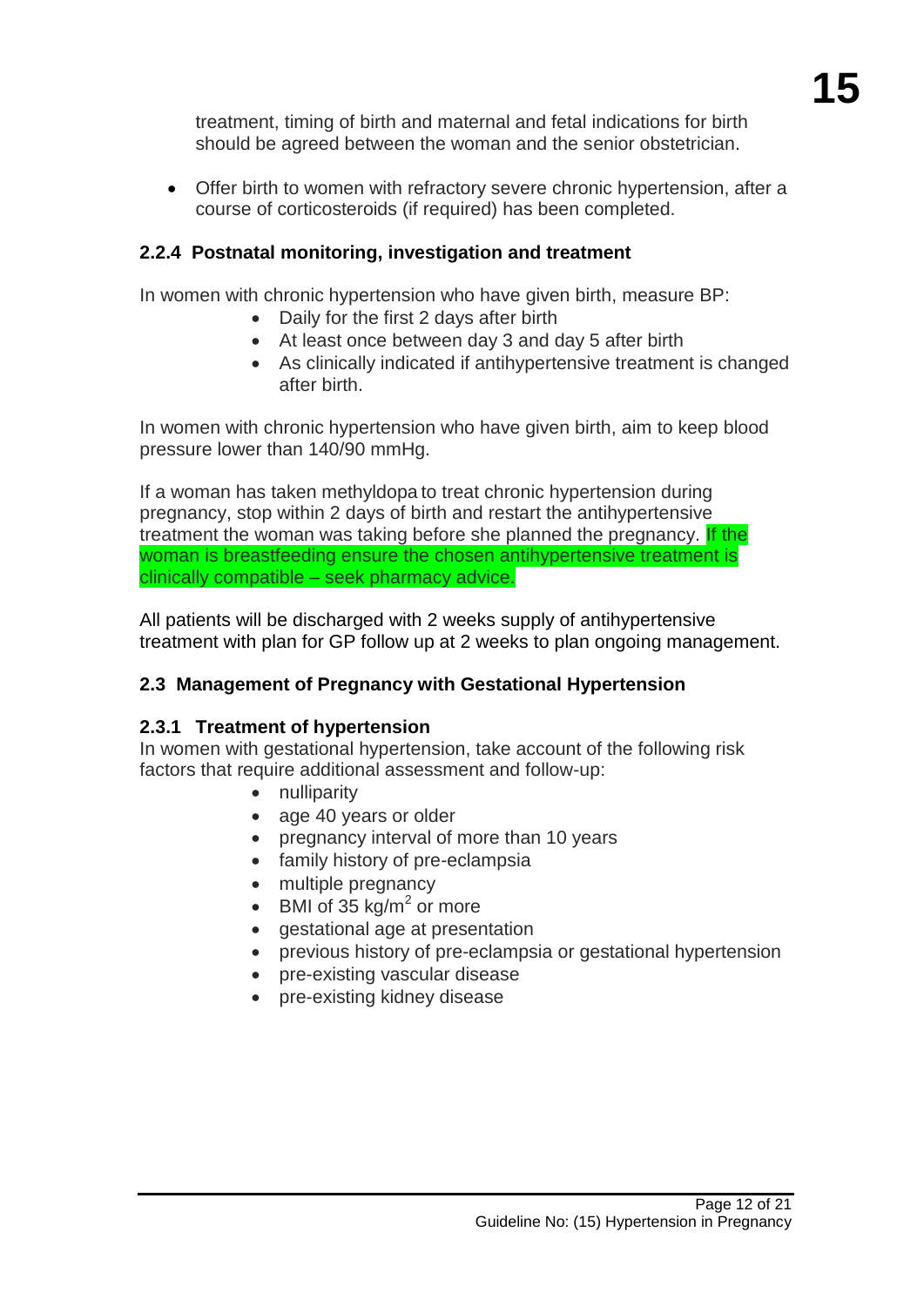treatment, timing of birth and maternal and fetal indications for birth should be agreed between the woman and the senior obstetrician.

- Offer birth to women with refractory severe chronic hypertension, after a course of corticosteroids (if required) has been completed.

### 2.2.4 Postnatal monitoring, investigation and treatment

In women with chronic hypertension who have given birth, measure BP:

- Daily for the first 2 days after birth
- At least once between day 3 and day 5 after birth
- As clinically indicated if antihypertensive treatment is changed after birth.

In women with chronic hypertension who have given birth, aim to keep blood pressure lower than 140/90 mmHg.

If a woman has taken methyldopa to treat chronic hypertension during pregnancy, stop within 2 days of birth and restart the antihypertensive treatment the woman was taking before she planned the pregnancy. If the woman is breastfeeding ensure the chosen antihypertensive treatment is clinically compatible – seek pharmacy advice.

All patients will be discharged with 2 weeks supply of antihypertensive treatment with plan for GP follow up at 2 weeks to plan ongoing management.

## 2.3 Management of Pregnancy with Gestational Hypertension

### 2.3.1 Treatment of hypertension

In women with gestational hypertension, take account of the following risk factors that require additional assessment and follow-up:

- nulliparity
- age 40 years or older
- pregnancy interval of more than 10 years
- family history of pre-eclampsia
- multiple pregnancy
- BMI of 35 $kg/m^2$ or more
- gestational age at presentation
- previous history of pre-eclampsia or gestational hypertension
- pre-existing vascular disease
- pre-existing kidney disease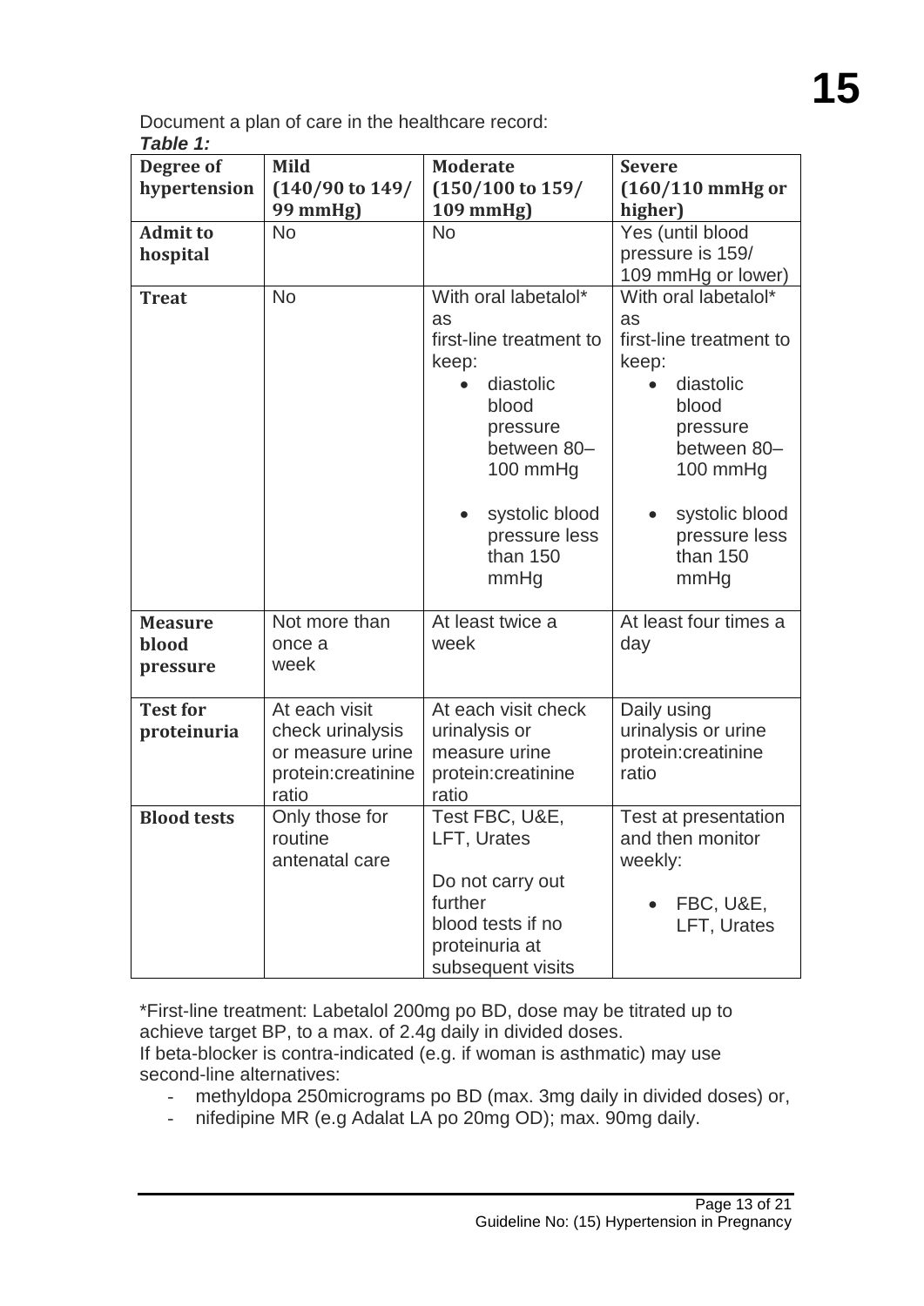Document a plan of care in the healthcare record:

***Table 1:***

| Degree of hypertension | Mild (140/90 to 149/ 99 mmHg) | Moderate (150/100 to 159/ 109 mmHg) | Severe (160/110 mmHg or higher) |
|---|---|---|---|
| **Admit to hospital** | No | No | Yes (until blood pressure is 159/ 109 mmHg or lower) |
| **Treat** | No | With oral labetalol* as first-line treatment to keep: • diastolic blood pressure between 80–100 mmHg • systolic blood pressure less than 150 mmHg | With oral labetalol* as first-line treatment to keep: • diastolic blood pressure between 80–100 mmHg • systolic blood pressure less than 150 mmHg |
| **Measure blood pressure** | Not more than once a week | At least twice a week | At least four times a day |
| **Test for proteinuria** | At each visit check urinalysis or measure urine protein:creatinine ratio | At each visit check urinalysis or measure urine protein:creatinine ratio | Daily using urinalysis or urine protein:creatinine ratio |
| **Blood tests** | Only those for routine antenatal care | Test FBC, U&E, LFT, Urates. Do not carry out further blood tests if no proteinuria at subsequent visits | Test at presentation and then monitor weekly: • FBC, U&E, LFT, Urates |

*First-line treatment: Labetalol 200mg po BD, dose may be titrated up to achieve target BP, to a max. of 2.4g daily in divided doses.
If beta-blocker is contra-indicated (e.g. if woman is asthmatic) may use second-line alternatives:

- methyldopa 250micrograms po BD (max. 3mg daily in divided doses) or,
- nifedipine MR (e.g Adalat LA po 20mg OD); max. 90mg daily.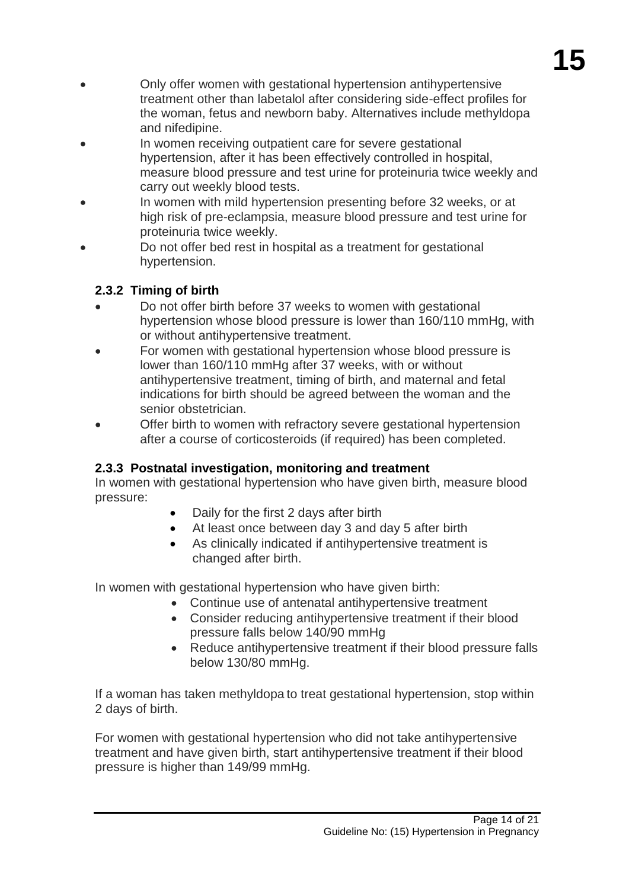- Only offer women with gestational hypertension antihypertensive treatment other than labetalol after considering side-effect profiles for the woman, fetus and newborn baby. Alternatives include methyldopa and nifedipine.
- In women receiving outpatient care for severe gestational hypertension, after it has been effectively controlled in hospital, measure blood pressure and test urine for proteinuria twice weekly and carry out weekly blood tests.
- In women with mild hypertension presenting before 32 weeks, or at high risk of pre-eclampsia, measure blood pressure and test urine for proteinuria twice weekly.
- Do not offer bed rest in hospital as a treatment for gestational hypertension.

### 2.3.2 Timing of birth

- Do not offer birth before 37 weeks to women with gestational hypertension whose blood pressure is lower than 160/110 mmHg, with or without antihypertensive treatment.
- For women with gestational hypertension whose blood pressure is lower than 160/110 mmHg after 37 weeks, with or without antihypertensive treatment, timing of birth, and maternal and fetal indications for birth should be agreed between the woman and the senior obstetrician.
- Offer birth to women with refractory severe gestational hypertension after a course of corticosteroids (if required) has been completed.

### 2.3.3 Postnatal investigation, monitoring and treatment

In women with gestational hypertension who have given birth, measure blood pressure:

- Daily for the first 2 days after birth
- At least once between day 3 and day 5 after birth
- As clinically indicated if antihypertensive treatment is changed after birth.

In women with gestational hypertension who have given birth:

- Continue use of antenatal antihypertensive treatment
- Consider reducing antihypertensive treatment if their blood pressure falls below 140/90 mmHg
- Reduce antihypertensive treatment if their blood pressure falls below 130/80 mmHg.

If a woman has taken methyldopa to treat gestational hypertension, stop within 2 days of birth.

For women with gestational hypertension who did not take antihypertensive treatment and have given birth, start antihypertensive treatment if their blood pressure is higher than 149/99 mmHg.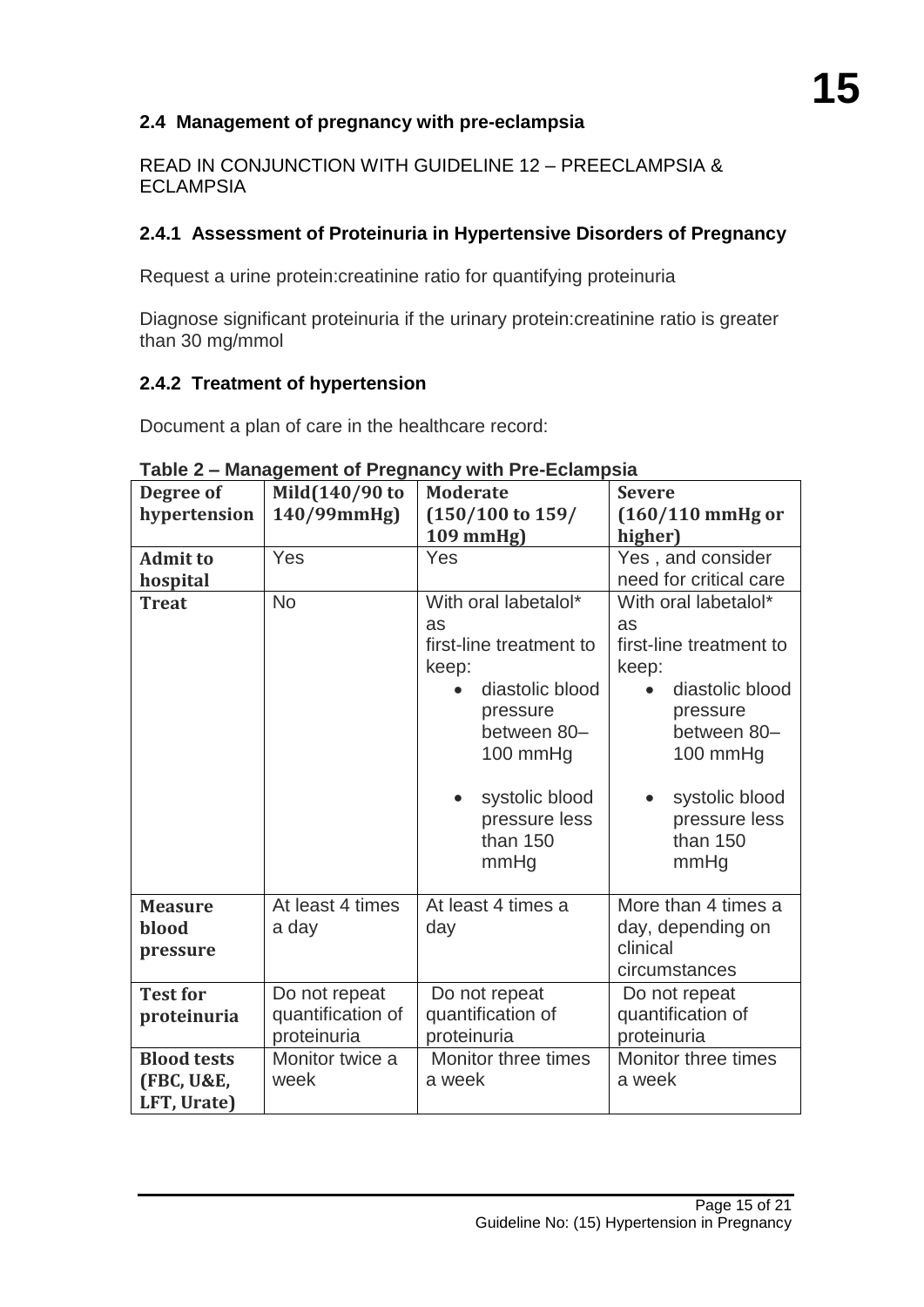## 2.4 Management of pregnancy with pre-eclampsia

READ IN CONJUNCTION WITH GUIDELINE 12 – PREECLAMPSIA & ECLAMPSIA

### 2.4.1 Assessment of Proteinuria in Hypertensive Disorders of Pregnancy

Request a urine protein:creatinine ratio for quantifying proteinuria

Diagnose significant proteinuria if the urinary protein:creatinine ratio is greater than 30 mg/mmol

### 2.4.2 Treatment of hypertension

Document a plan of care in the healthcare record:

**Table 2 – Management of Pregnancy with Pre-Eclampsia**

| **Degree of hypertension** | **Mild(140/90 to 140/99mmHg)** | **Moderate (150/100 to 159/ 109 mmHg)** | **Severe (160/110 mmHg or higher)** |
|---|---|---|---|
| **Admit to hospital** | Yes | Yes | Yes , and consider need for critical care |
| **Treat** | No | With oral labetalol* as first-line treatment to keep: <br>• diastolic blood pressure between 80–100 mmHg <br>• systolic blood pressure less than 150 mmHg | With oral labetalol* as first-line treatment to keep: <br>• diastolic blood pressure between 80–100 mmHg <br>• systolic blood pressure less than 150 mmHg |
| **Measure blood pressure** | At least 4 times a day | At least 4 times a day | More than 4 times a day, depending on clinical circumstances |
| **Test for proteinuria** | Do not repeat quantification of proteinuria | Do not repeat quantification of proteinuria | Do not repeat quantification of proteinuria |
| **Blood tests (FBC, U&E, LFT, Urate)** | Monitor twice a week | Monitor three times a week | Monitor three times a week |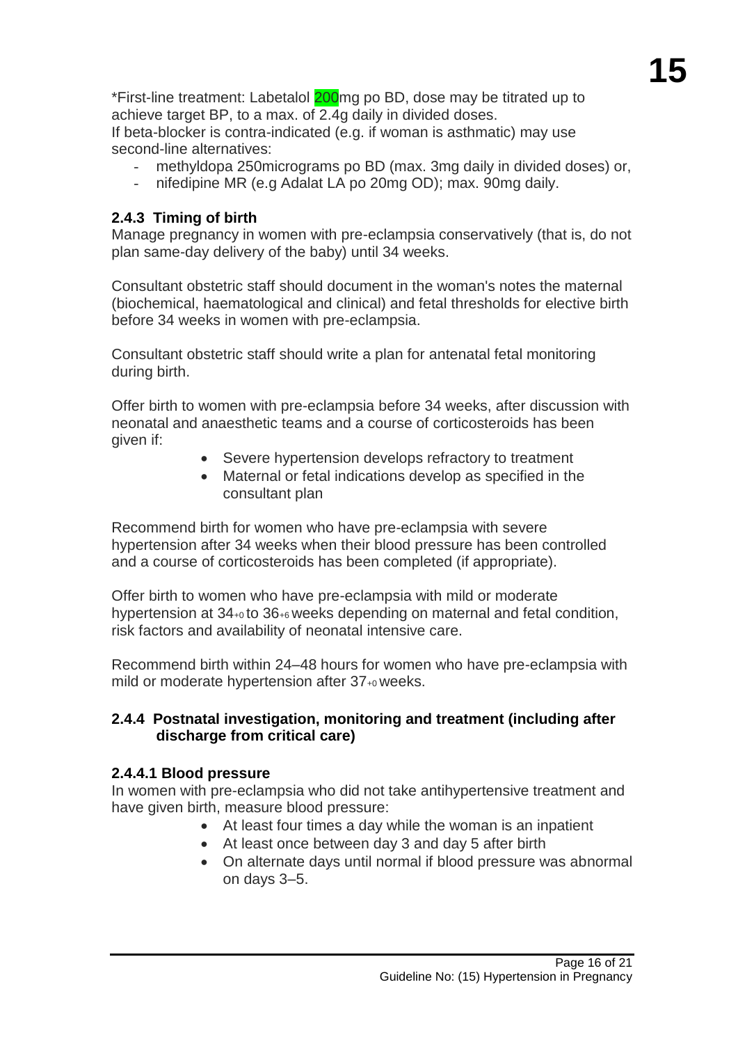*First-line treatment: Labetalol 200mg po BD, dose may be titrated up to achieve target BP, to a max. of 2.4g daily in divided doses.
If beta-blocker is contra-indicated (e.g. if woman is asthmatic) may use second-line alternatives:

- methyldopa 250micrograms po BD (max. 3mg daily in divided doses) or,
- nifedipine MR (e.g Adalat LA po 20mg OD); max. 90mg daily.

### 2.4.3 Timing of birth

Manage pregnancy in women with pre-eclampsia conservatively (that is, do not plan same-day delivery of the baby) until 34 weeks.

Consultant obstetric staff should document in the woman's notes the maternal (biochemical, haematological and clinical) and fetal thresholds for elective birth before 34 weeks in women with pre-eclampsia.

Consultant obstetric staff should write a plan for antenatal fetal monitoring during birth.

Offer birth to women with pre-eclampsia before 34 weeks, after discussion with neonatal and anaesthetic teams and a course of corticosteroids has been given if:

- Severe hypertension develops refractory to treatment
- Maternal or fetal indications develop as specified in the consultant plan

Recommend birth for women who have pre-eclampsia with severe hypertension after 34 weeks when their blood pressure has been controlled and a course of corticosteroids has been completed (if appropriate).

Offer birth to women who have pre-eclampsia with mild or moderate hypertension at $34_{+0}$ to $36_{+6}$ weeks depending on maternal and fetal condition, risk factors and availability of neonatal intensive care.

Recommend birth within 24–48 hours for women who have pre-eclampsia with mild or moderate hypertension after $37_{+0}$ weeks.

### 2.4.4 Postnatal investigation, monitoring and treatment (including after discharge from critical care)

#### 2.4.4.1 Blood pressure

In women with pre-eclampsia who did not take antihypertensive treatment and have given birth, measure blood pressure:

- At least four times a day while the woman is an inpatient
- At least once between day 3 and day 5 after birth
- On alternate days until normal if blood pressure was abnormal on days 3–5.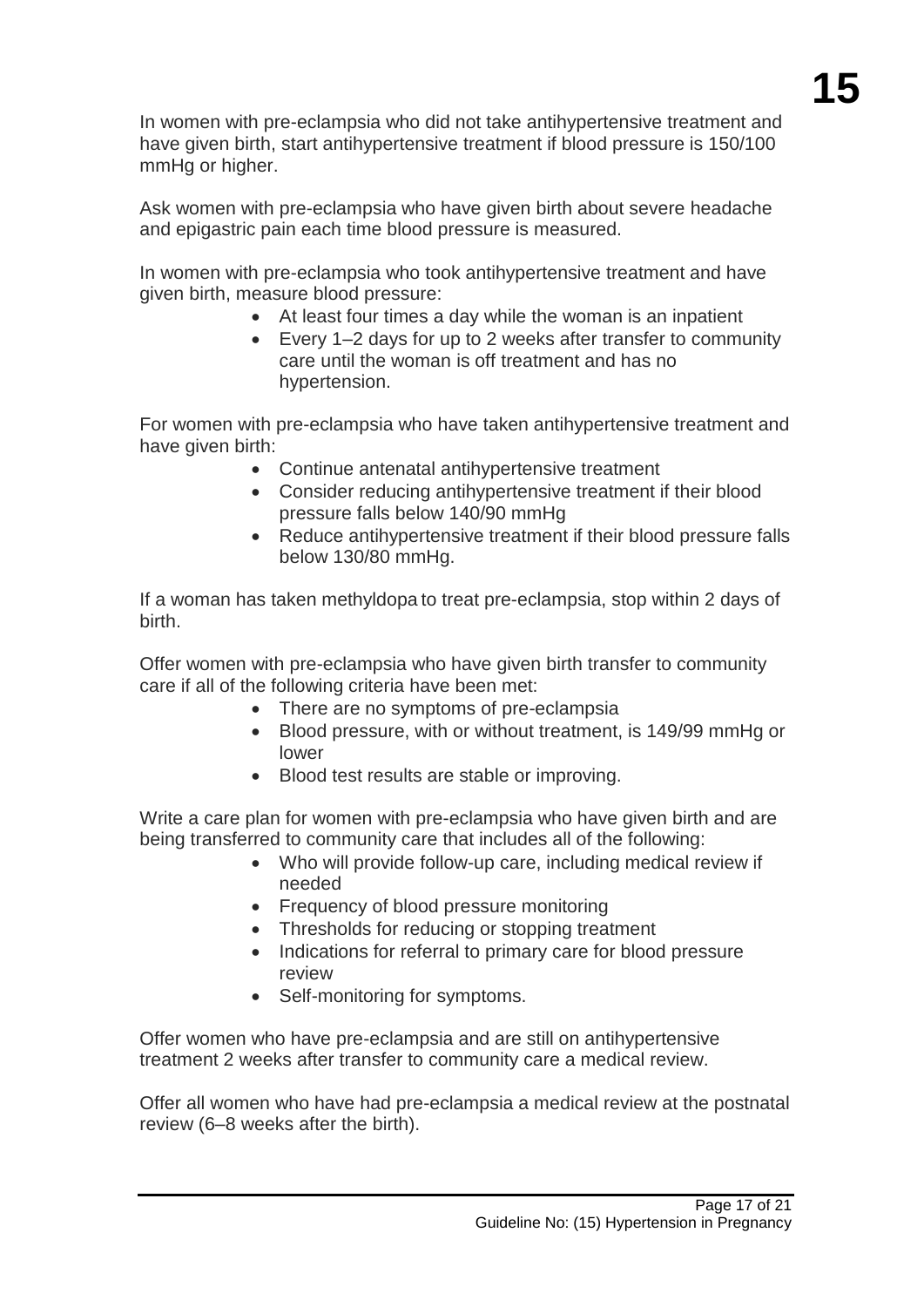In women with pre-eclampsia who did not take antihypertensive treatment and have given birth, start antihypertensive treatment if blood pressure is 150/100 mmHg or higher.

Ask women with pre-eclampsia who have given birth about severe headache and epigastric pain each time blood pressure is measured.

In women with pre-eclampsia who took antihypertensive treatment and have given birth, measure blood pressure:

- At least four times a day while the woman is an inpatient
- Every 1–2 days for up to 2 weeks after transfer to community care until the woman is off treatment and has no hypertension.

For women with pre-eclampsia who have taken antihypertensive treatment and have given birth:

- Continue antenatal antihypertensive treatment
- Consider reducing antihypertensive treatment if their blood pressure falls below 140/90 mmHg
- Reduce antihypertensive treatment if their blood pressure falls below 130/80 mmHg.

If a woman has taken methyldopa to treat pre-eclampsia, stop within 2 days of birth.

Offer women with pre-eclampsia who have given birth transfer to community care if all of the following criteria have been met:

- There are no symptoms of pre-eclampsia
- Blood pressure, with or without treatment, is 149/99 mmHg or lower
- Blood test results are stable or improving.

Write a care plan for women with pre-eclampsia who have given birth and are being transferred to community care that includes all of the following:

- Who will provide follow-up care, including medical review if needed
- Frequency of blood pressure monitoring
- Thresholds for reducing or stopping treatment
- Indications for referral to primary care for blood pressure review
- Self-monitoring for symptoms.

Offer women who have pre-eclampsia and are still on antihypertensive treatment 2 weeks after transfer to community care a medical review.

Offer all women who have had pre-eclampsia a medical review at the postnatal review (6–8 weeks after the birth).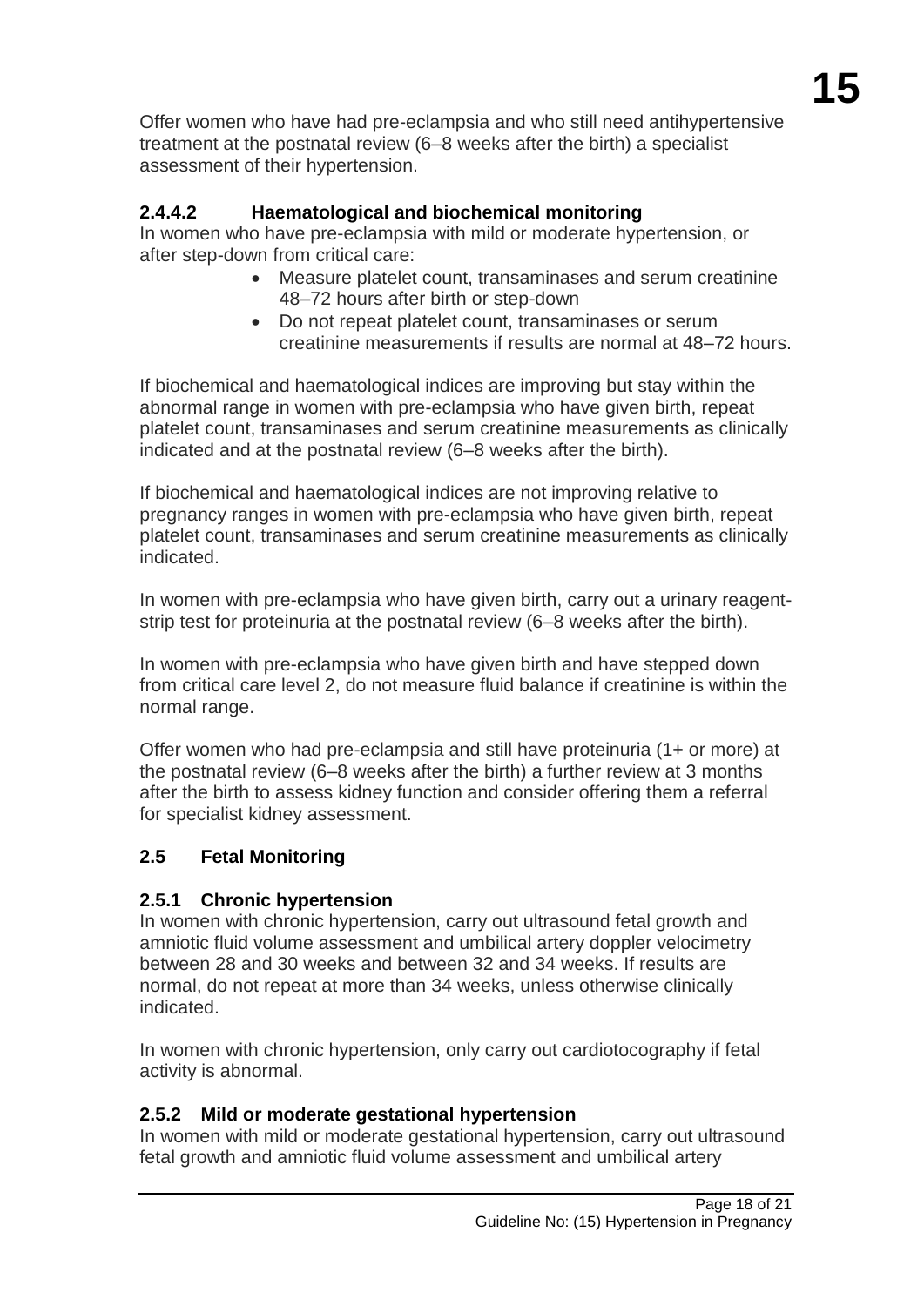Offer women who have had pre-eclampsia and who still need antihypertensive treatment at the postnatal review (6–8 weeks after the birth) a specialist assessment of their hypertension.

#### 2.4.4.2 Haematological and biochemical monitoring

In women who have pre-eclampsia with mild or moderate hypertension, or after step-down from critical care:

- Measure platelet count, transaminases and serum creatinine 48–72 hours after birth or step-down
- Do not repeat platelet count, transaminases or serum creatinine measurements if results are normal at 48–72 hours.

If biochemical and haematological indices are improving but stay within the abnormal range in women with pre-eclampsia who have given birth, repeat platelet count, transaminases and serum creatinine measurements as clinically indicated and at the postnatal review (6–8 weeks after the birth).

If biochemical and haematological indices are not improving relative to pregnancy ranges in women with pre-eclampsia who have given birth, repeat platelet count, transaminases and serum creatinine measurements as clinically indicated.

In women with pre-eclampsia who have given birth, carry out a urinary reagent-strip test for proteinuria at the postnatal review (6–8 weeks after the birth).

In women with pre-eclampsia who have given birth and have stepped down from critical care level 2, do not measure fluid balance if creatinine is within the normal range.

Offer women who had pre-eclampsia and still have proteinuria (1+ or more) at the postnatal review (6–8 weeks after the birth) a further review at 3 months after the birth to assess kidney function and consider offering them a referral for specialist kidney assessment.

## 2.5 Fetal Monitoring

### 2.5.1 Chronic hypertension

In women with chronic hypertension, carry out ultrasound fetal growth and amniotic fluid volume assessment and umbilical artery doppler velocimetry between 28 and 30 weeks and between 32 and 34 weeks. If results are normal, do not repeat at more than 34 weeks, unless otherwise clinically indicated.

In women with chronic hypertension, only carry out cardiotocography if fetal activity is abnormal.

### 2.5.2 Mild or moderate gestational hypertension

In women with mild or moderate gestational hypertension, carry out ultrasound fetal growth and amniotic fluid volume assessment and umbilical artery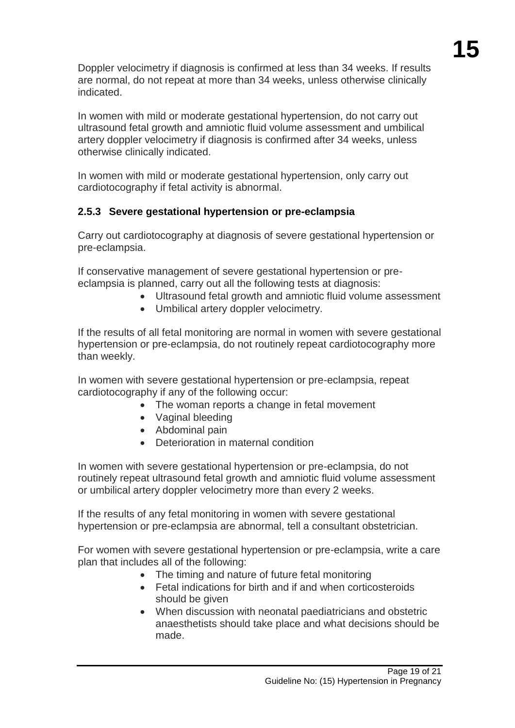Doppler velocimetry if diagnosis is confirmed at less than 34 weeks. If results are normal, do not repeat at more than 34 weeks, unless otherwise clinically indicated.

In women with mild or moderate gestational hypertension, do not carry out ultrasound fetal growth and amniotic fluid volume assessment and umbilical artery doppler velocimetry if diagnosis is confirmed after 34 weeks, unless otherwise clinically indicated.

In women with mild or moderate gestational hypertension, only carry out cardiotocography if fetal activity is abnormal.

### 2.5.3 Severe gestational hypertension or pre-eclampsia

Carry out cardiotocography at diagnosis of severe gestational hypertension or pre-eclampsia.

If conservative management of severe gestational hypertension or pre-eclampsia is planned, carry out all the following tests at diagnosis:

- Ultrasound fetal growth and amniotic fluid volume assessment
- Umbilical artery doppler velocimetry.

If the results of all fetal monitoring are normal in women with severe gestational hypertension or pre-eclampsia, do not routinely repeat cardiotocography more than weekly.

In women with severe gestational hypertension or pre-eclampsia, repeat cardiotocography if any of the following occur:

- The woman reports a change in fetal movement
- Vaginal bleeding
- Abdominal pain
- Deterioration in maternal condition

In women with severe gestational hypertension or pre-eclampsia, do not routinely repeat ultrasound fetal growth and amniotic fluid volume assessment or umbilical artery doppler velocimetry more than every 2 weeks.

If the results of any fetal monitoring in women with severe gestational hypertension or pre-eclampsia are abnormal, tell a consultant obstetrician.

For women with severe gestational hypertension or pre-eclampsia, write a care plan that includes all of the following:

- The timing and nature of future fetal monitoring
- Fetal indications for birth and if and when corticosteroids should be given
- When discussion with neonatal paediatricians and obstetric anaesthetists should take place and what decisions should be made.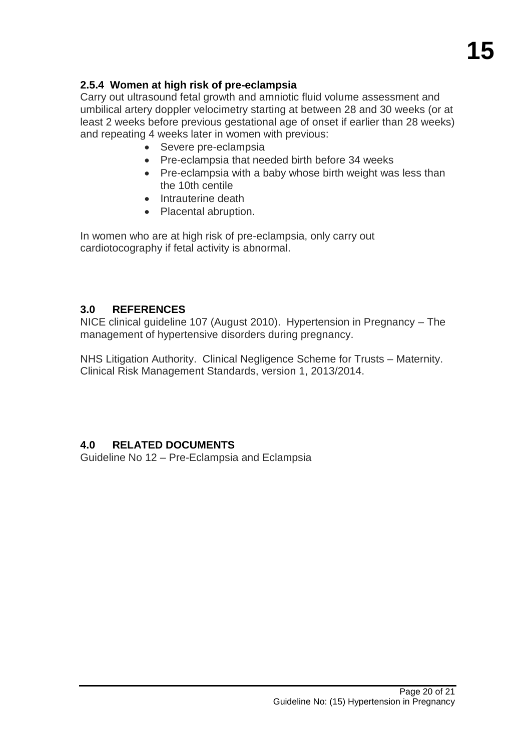### 2.5.4 Women at high risk of pre-eclampsia

Carry out ultrasound fetal growth and amniotic fluid volume assessment and umbilical artery doppler velocimetry starting at between 28 and 30 weeks (or at least 2 weeks before previous gestational age of onset if earlier than 28 weeks) and repeating 4 weeks later in women with previous:

- Severe pre-eclampsia
- Pre-eclampsia that needed birth before 34 weeks
- Pre-eclampsia with a baby whose birth weight was less than the 10th centile
- Intrauterine death
- Placental abruption.

In women who are at high risk of pre-eclampsia, only carry out cardiotocography if fetal activity is abnormal.

## 3.0 REFERENCES

NICE clinical guideline 107 (August 2010). Hypertension in Pregnancy – The management of hypertensive disorders during pregnancy.

NHS Litigation Authority. Clinical Negligence Scheme for Trusts – Maternity. Clinical Risk Management Standards, version 1, 2013/2014.

## 4.0 RELATED DOCUMENTS

Guideline No 12 – Pre-Eclampsia and Eclampsia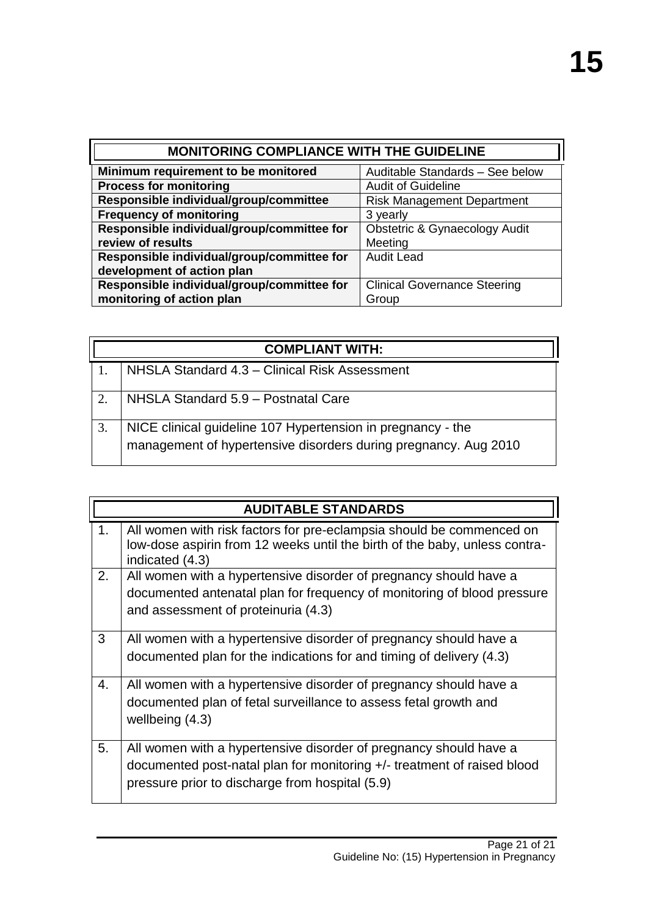| MONITORING COMPLIANCE WITH THE GUIDELINE | |
|---|---|
| **Minimum requirement to be monitored** | Auditable Standards – See below |
| **Process for monitoring** | Audit of Guideline |
| **Responsible individual/group/committee** | Risk Management Department |
| **Frequency of monitoring** | 3 yearly |
| **Responsible individual/group/committee for review of results** | Obstetric & Gynaecology Audit Meeting |
| **Responsible individual/group/committee for development of action plan** | Audit Lead |
| **Responsible individual/group/committee for monitoring of action plan** | Clinical Governance Steering Group |

| COMPLIANT WITH: | |
|---|---|
| 1. | NHSLA Standard 4.3 – Clinical Risk Assessment |
| 2. | NHSLA Standard 5.9 – Postnatal Care |
| 3. | NICE clinical guideline 107 Hypertension in pregnancy - the management of hypertensive disorders during pregnancy. Aug 2010 |

| AUDITABLE STANDARDS | |
|---|---|
| 1. | All women with risk factors for pre-eclampsia should be commenced on low-dose aspirin from 12 weeks until the birth of the baby, unless contra-indicated (4.3) |
| 2. | All women with a hypertensive disorder of pregnancy should have a documented antenatal plan for frequency of monitoring of blood pressure and assessment of proteinuria (4.3) |
| 3 | All women with a hypertensive disorder of pregnancy should have a documented plan for the indications for and timing of delivery (4.3) |
| 4. | All women with a hypertensive disorder of pregnancy should have a documented plan of fetal surveillance to assess fetal growth and wellbeing (4.3) |
| 5. | All women with a hypertensive disorder of pregnancy should have a documented post-natal plan for monitoring +/- treatment of raised blood pressure prior to discharge from hospital (5.9) |